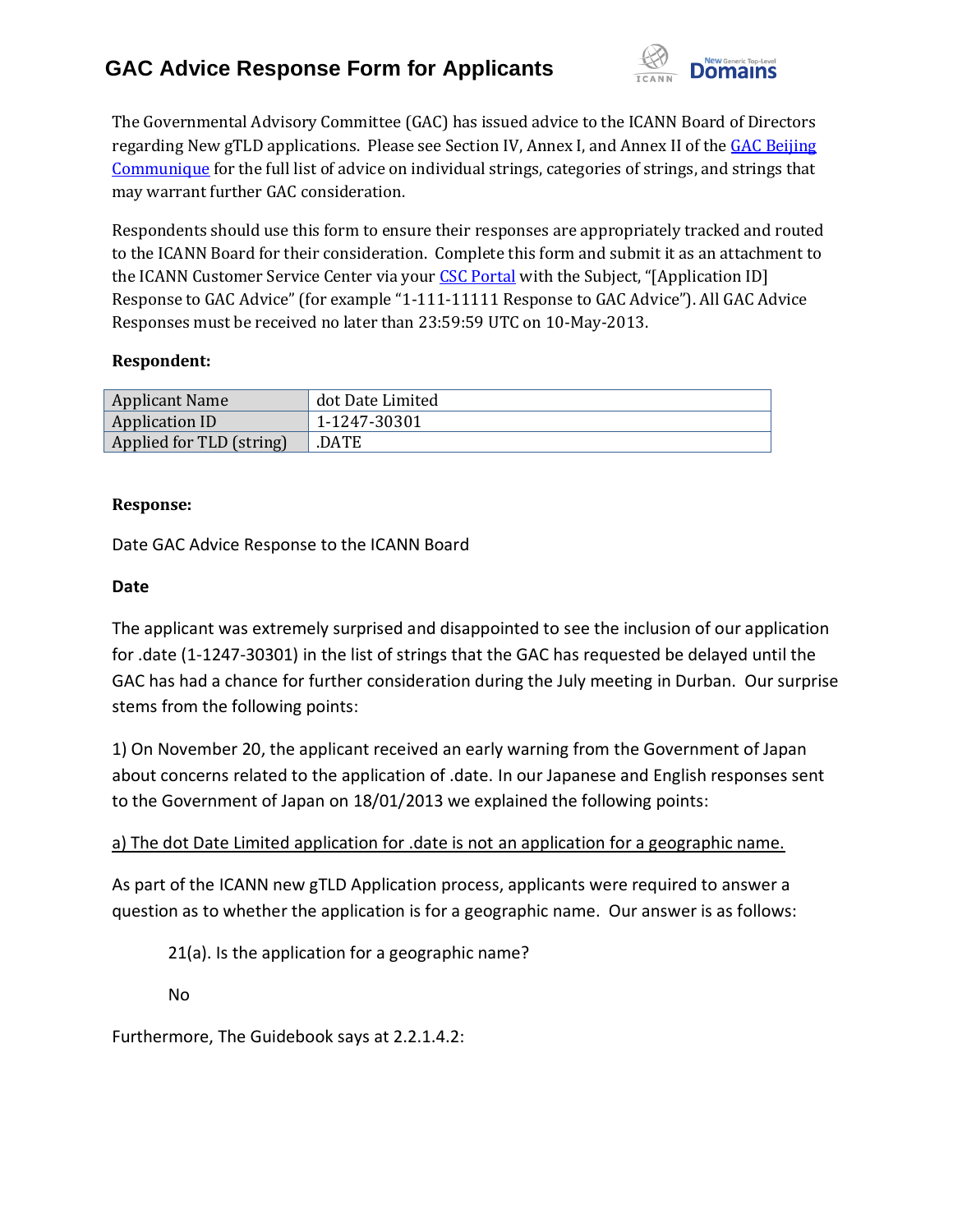# GAC Advice Response Form for Applicants

The Governmental Advisory Committee (GAC) has issued advice to the ICANN Board of Directors regarding New gTLD applications. Please see Section IV, Annex I, and Annex II of the GAC Beijing Communique for the full list of advice on individual strings, categories of strings, and strings that may warrant further GAC consideration.

Respondents should use this form to ensure their responses are appropriately tracked and routed to the ICANN Board for their consideration. Complete this form and submit it as an attachment to the ICANN Customer Service Center via your CSC Portal with the Subject, "[Application ID] Response to GAC Advice" (for example "1-111-11111 Response to GAC Advice"). All GAC Advice Responses must be received no later than 23:59:59 UTC on 10-May-2013.

**Respondent:**

| Applicant Name | dot Date Limited |
|---|---|
| Application ID | 1-1247-30301 |
| Applied for TLD (string) | .DATE |

**Response:**

Date GAC Advice Response to the ICANN Board

**Date**

The applicant was extremely surprised and disappointed to see the inclusion of our application for .date (1-1247-30301) in the list of strings that the GAC has requested be delayed until the GAC has had a chance for further consideration during the July meeting in Durban. Our surprise stems from the following points:

1) On November 20, the applicant received an early warning from the Government of Japan about concerns related to the application of .date. In our Japanese and English responses sent to the Government of Japan on 18/01/2013 we explained the following points:

<u>a) The dot Date Limited application for .date is not an application for a geographic name.</u>

As part of the ICANN new gTLD Application process, applicants were required to answer a question as to whether the application is for a geographic name. Our answer is as follows:

> 21(a). Is the application for a geographic name?
>
> No

Furthermore, The Guidebook says at 2.2.1.4.2: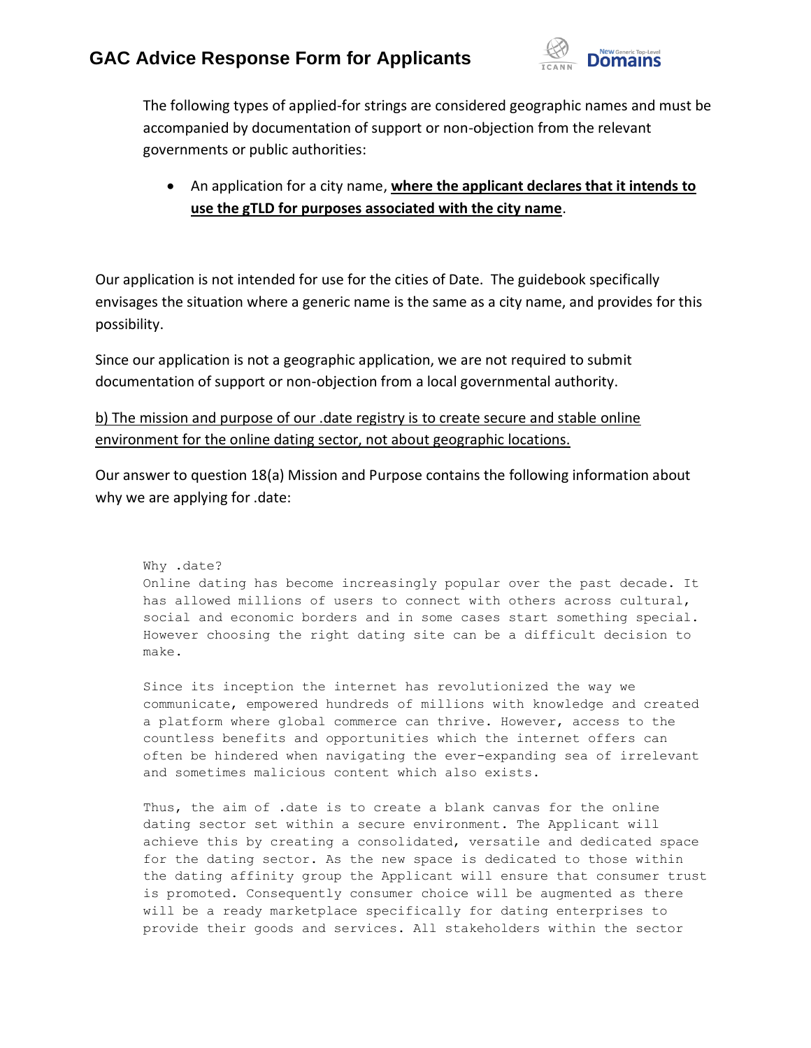The following types of applied-for strings are considered geographic names and must be accompanied by documentation of support or non-objection from the relevant governments or public authorities:

- An application for a city name, **where the applicant declares that it intends to use the gTLD for purposes associated with the city name**.

Our application is not intended for use for the cities of Date. The guidebook specifically envisages the situation where a generic name is the same as a city name, and provides for this possibility.

Since our application is not a geographic application, we are not required to submit documentation of support or non-objection from a local governmental authority.

b) The mission and purpose of our .date registry is to create secure and stable online environment for the online dating sector, not about geographic locations.

Our answer to question 18(a) Mission and Purpose contains the following information about why we are applying for .date:

```
Why .date?
Online dating has become increasingly popular over the past decade. It
has allowed millions of users to connect with others across cultural,
social and economic borders and in some cases start something special.
However choosing the right dating site can be a difficult decision to
make.

Since its inception the internet has revolutionized the way we
communicate, empowered hundreds of millions with knowledge and created
a platform where global commerce can thrive. However, access to the
countless benefits and opportunities which the internet offers can
often be hindered when navigating the ever-expanding sea of irrelevant
and sometimes malicious content which also exists.

Thus, the aim of .date is to create a blank canvas for the online
dating sector set within a secure environment. The Applicant will
achieve this by creating a consolidated, versatile and dedicated space
for the dating sector. As the new space is dedicated to those within
the dating affinity group the Applicant will ensure that consumer trust
is promoted. Consequently consumer choice will be augmented as there
will be a ready marketplace specifically for dating enterprises to
provide their goods and services. All stakeholders within the sector
```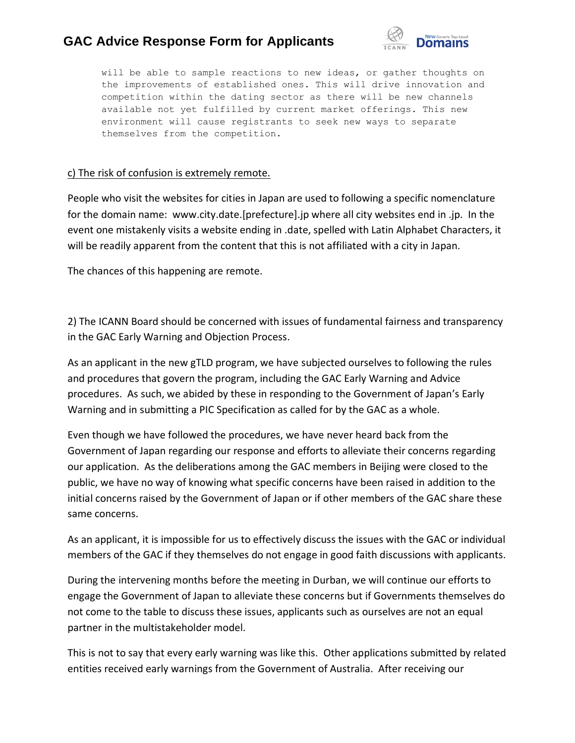```
will be able to sample reactions to new ideas, or gather thoughts on
the improvements of established ones. This will drive innovation and
competition within the dating sector as there will be new channels
available not yet fulfilled by current market offerings. This new
environment will cause registrants to seek new ways to separate
themselves from the competition.
```

c) The risk of confusion is extremely remote.

People who visit the websites for cities in Japan are used to following a specific nomenclature for the domain name: www.city.date.[prefecture].jp where all city websites end in .jp. In the event one mistakenly visits a website ending in .date, spelled with Latin Alphabet Characters, it will be readily apparent from the content that this is not affiliated with a city in Japan.

The chances of this happening are remote.

2) The ICANN Board should be concerned with issues of fundamental fairness and transparency in the GAC Early Warning and Objection Process.

As an applicant in the new gTLD program, we have subjected ourselves to following the rules and procedures that govern the program, including the GAC Early Warning and Advice procedures. As such, we abided by these in responding to the Government of Japan's Early Warning and in submitting a PIC Specification as called for by the GAC as a whole.

Even though we have followed the procedures, we have never heard back from the Government of Japan regarding our response and efforts to alleviate their concerns regarding our application. As the deliberations among the GAC members in Beijing were closed to the public, we have no way of knowing what specific concerns have been raised in addition to the initial concerns raised by the Government of Japan or if other members of the GAC share these same concerns.

As an applicant, it is impossible for us to effectively discuss the issues with the GAC or individual members of the GAC if they themselves do not engage in good faith discussions with applicants.

During the intervening months before the meeting in Durban, we will continue our efforts to engage the Government of Japan to alleviate these concerns but if Governments themselves do not come to the table to discuss these issues, applicants such as ourselves are not an equal partner in the multistakeholder model.

This is not to say that every early warning was like this. Other applications submitted by related entities received early warnings from the Government of Australia. After receiving our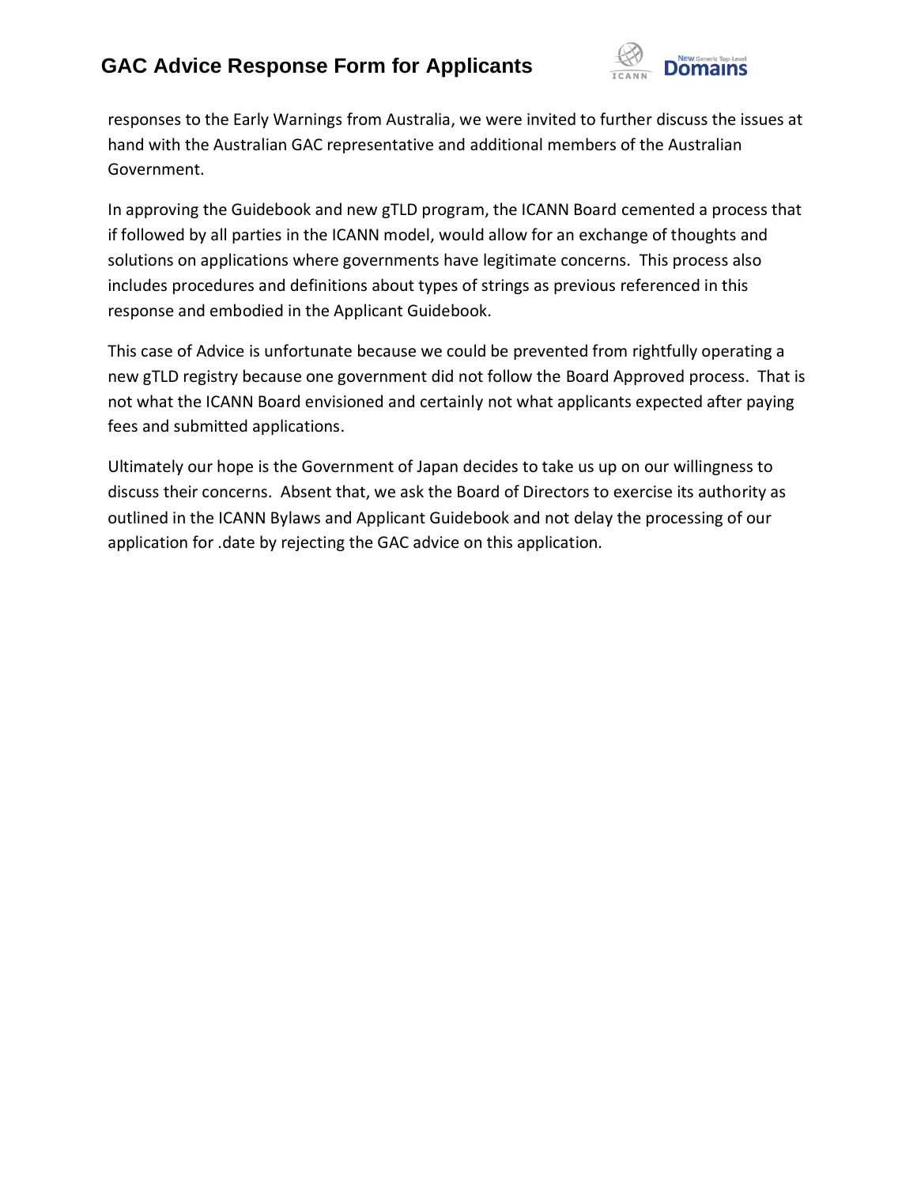responses to the Early Warnings from Australia, we were invited to further discuss the issues at hand with the Australian GAC representative and additional members of the Australian Government.

In approving the Guidebook and new gTLD program, the ICANN Board cemented a process that if followed by all parties in the ICANN model, would allow for an exchange of thoughts and solutions on applications where governments have legitimate concerns. This process also includes procedures and definitions about types of strings as previous referenced in this response and embodied in the Applicant Guidebook.

This case of Advice is unfortunate because we could be prevented from rightfully operating a new gTLD registry because one government did not follow the Board Approved process. That is not what the ICANN Board envisioned and certainly not what applicants expected after paying fees and submitted applications.

Ultimately our hope is the Government of Japan decides to take us up on our willingness to discuss their concerns. Absent that, we ask the Board of Directors to exercise its authority as outlined in the ICANN Bylaws and Applicant Guidebook and not delay the processing of our application for .date by rejecting the GAC advice on this application.